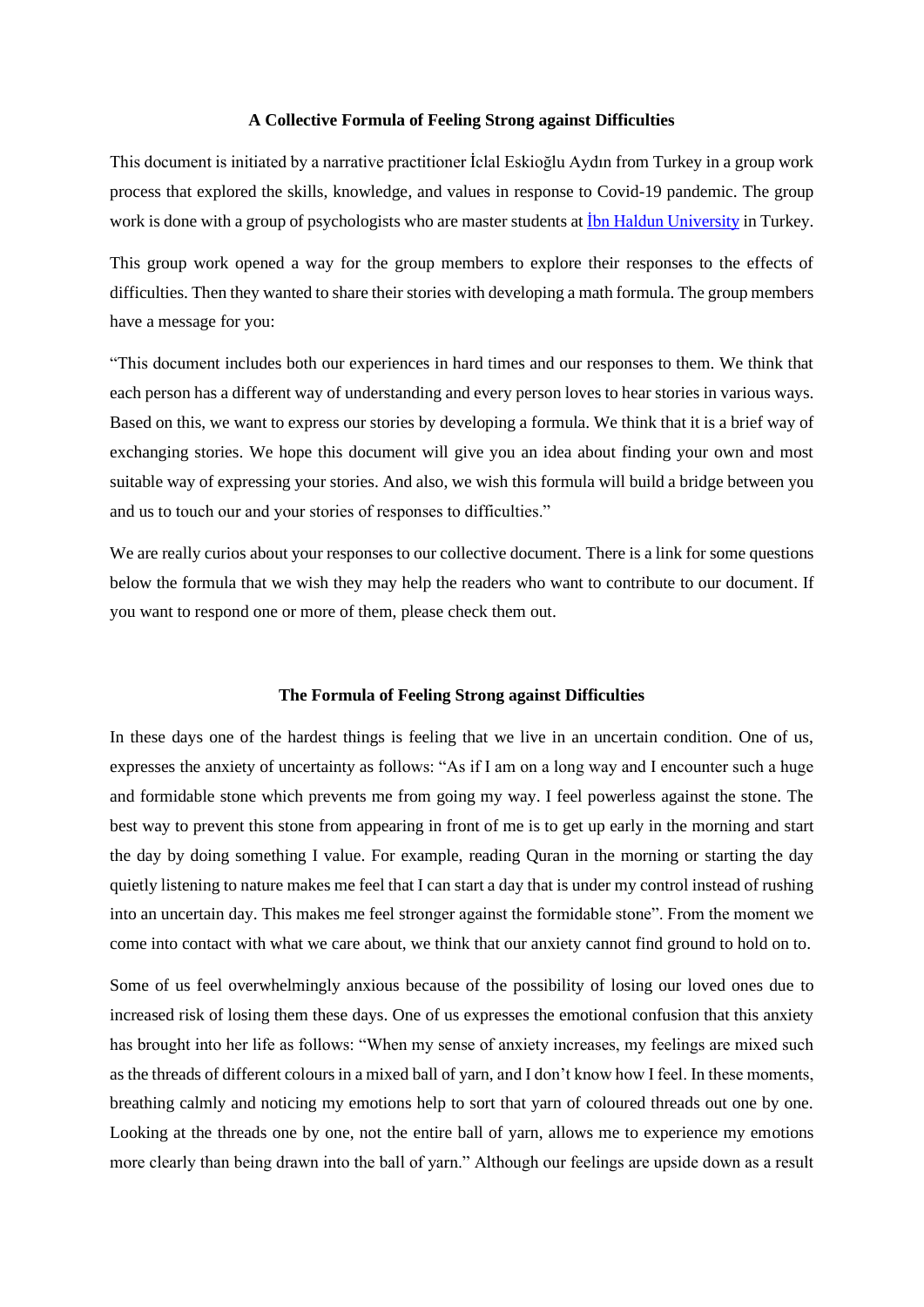**A Collective Formula of Feeling Strong against Difficulties**

This document is initiated by a narrative practitioner İclal Eskioğlu Aydın from Turkey in a group work process that explored the skills, knowledge, and values in response to Covid-19 pandemic. The group work is done with a group of psychologists who are master students at İbn Haldun University in Turkey.

This group work opened a way for the group members to explore their responses to the effects of difficulties. Then they wanted to share their stories with developing a math formula. The group members have a message for you:

"This document includes both our experiences in hard times and our responses to them. We think that each person has a different way of understanding and every person loves to hear stories in various ways. Based on this, we want to express our stories by developing a formula. We think that it is a brief way of exchanging stories. We hope this document will give you an idea about finding your own and most suitable way of expressing your stories. And also, we wish this formula will build a bridge between you and us to touch our and your stories of responses to difficulties."

We are really curios about your responses to our collective document. There is a link for some questions below the formula that we wish they may help the readers who want to contribute to our document. If you want to respond one or more of them, please check them out.

**The Formula of Feeling Strong against Difficulties**

In these days one of the hardest things is feeling that we live in an uncertain condition. One of us, expresses the anxiety of uncertainty as follows: "As if I am on a long way and I encounter such a huge and formidable stone which prevents me from going my way. I feel powerless against the stone. The best way to prevent this stone from appearing in front of me is to get up early in the morning and start the day by doing something I value. For example, reading Quran in the morning or starting the day quietly listening to nature makes me feel that I can start a day that is under my control instead of rushing into an uncertain day. This makes me feel stronger against the formidable stone". From the moment we come into contact with what we care about, we think that our anxiety cannot find ground to hold on to.

Some of us feel overwhelmingly anxious because of the possibility of losing our loved ones due to increased risk of losing them these days. One of us expresses the emotional confusion that this anxiety has brought into her life as follows: "When my sense of anxiety increases, my feelings are mixed such as the threads of different colours in a mixed ball of yarn, and I don't know how I feel. In these moments, breathing calmly and noticing my emotions help to sort that yarn of coloured threads out one by one. Looking at the threads one by one, not the entire ball of yarn, allows me to experience my emotions more clearly than being drawn into the ball of yarn." Although our feelings are upside down as a result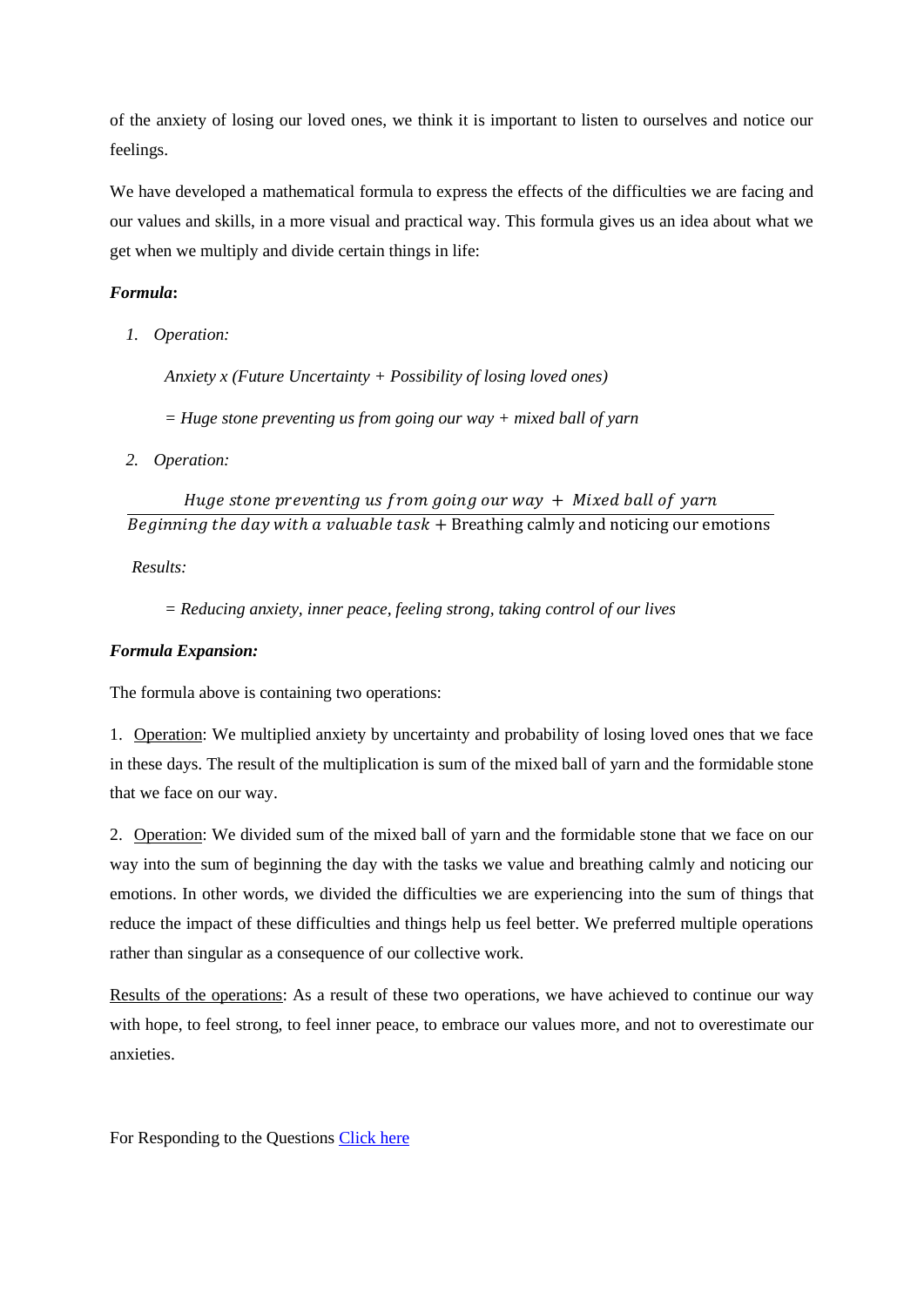of the anxiety of losing our loved ones, we think it is important to listen to ourselves and notice our feelings.

We have developed a mathematical formula to express the effects of the difficulties we are facing and our values and skills, in a more visual and practical way. This formula gives us an idea about what we get when we multiply and divide certain things in life:

***Formula*:**

1. *Operation:*

   *Anxiety x (Future Uncertainty + Possibility of losing loved ones)*

   *= Huge stone preventing us from going our way + mixed ball of yarn*

2. *Operation:*

$$\frac{\textit{Huge stone preventing us from going our way} + \textit{Mixed ball of yarn}}{\textit{Beginning the day with a valuable task} + \text{Breathing calmly and noticing our emotions}}$$

*Results:*

*= Reducing anxiety, inner peace, feeling strong, taking control of our lives*

***Formula Expansion:***

The formula above is containing two operations:

1. <u>Operation</u>: We multiplied anxiety by uncertainty and probability of losing loved ones that we face in these days. The result of the multiplication is sum of the mixed ball of yarn and the formidable stone that we face on our way.

2. <u>Operation</u>: We divided sum of the mixed ball of yarn and the formidable stone that we face on our way into the sum of beginning the day with the tasks we value and breathing calmly and noticing our emotions. In other words, we divided the difficulties we are experiencing into the sum of things that reduce the impact of these difficulties and things help us feel better. We preferred multiple operations rather than singular as a consequence of our collective work.

<u>Results of the operations</u>: As a result of these two operations, we have achieved to continue our way with hope, to feel strong, to feel inner peace, to embrace our values more, and not to overestimate our anxieties.

For Responding to the Questions [Click here]